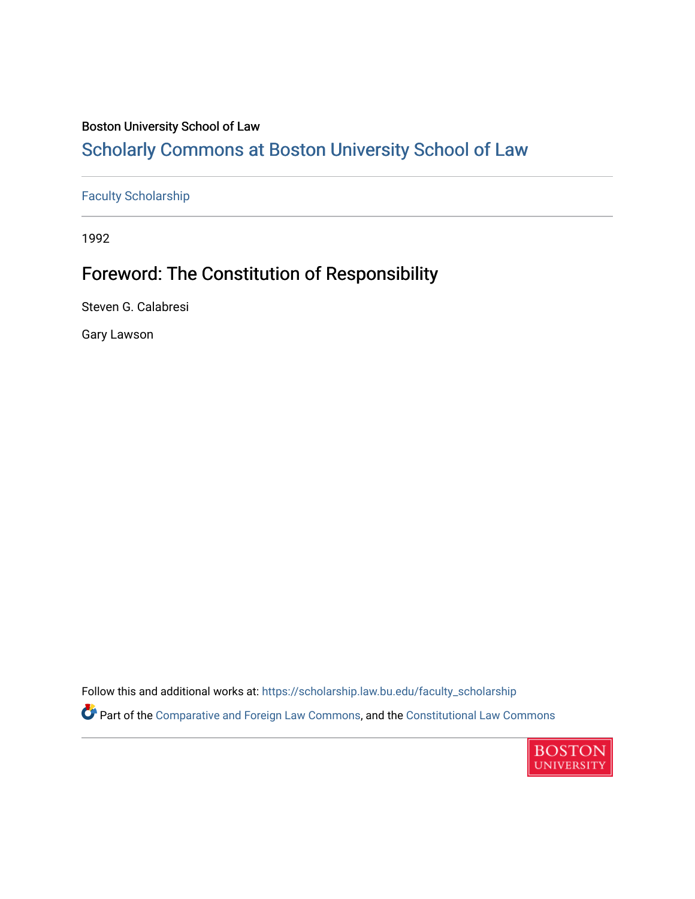Boston University School of Law

## Scholarly Commons at Boston University School of Law

Faculty Scholarship

1992

# Foreword: The Constitution of Responsibility

Steven G. Calabresi

Gary Lawson

Follow this and additional works at: https://scholarship.law.bu.edu/faculty_scholarship

Part of the Comparative and Foreign Law Commons, and the Constitutional Law Commons

BOSTON UNIVERSITY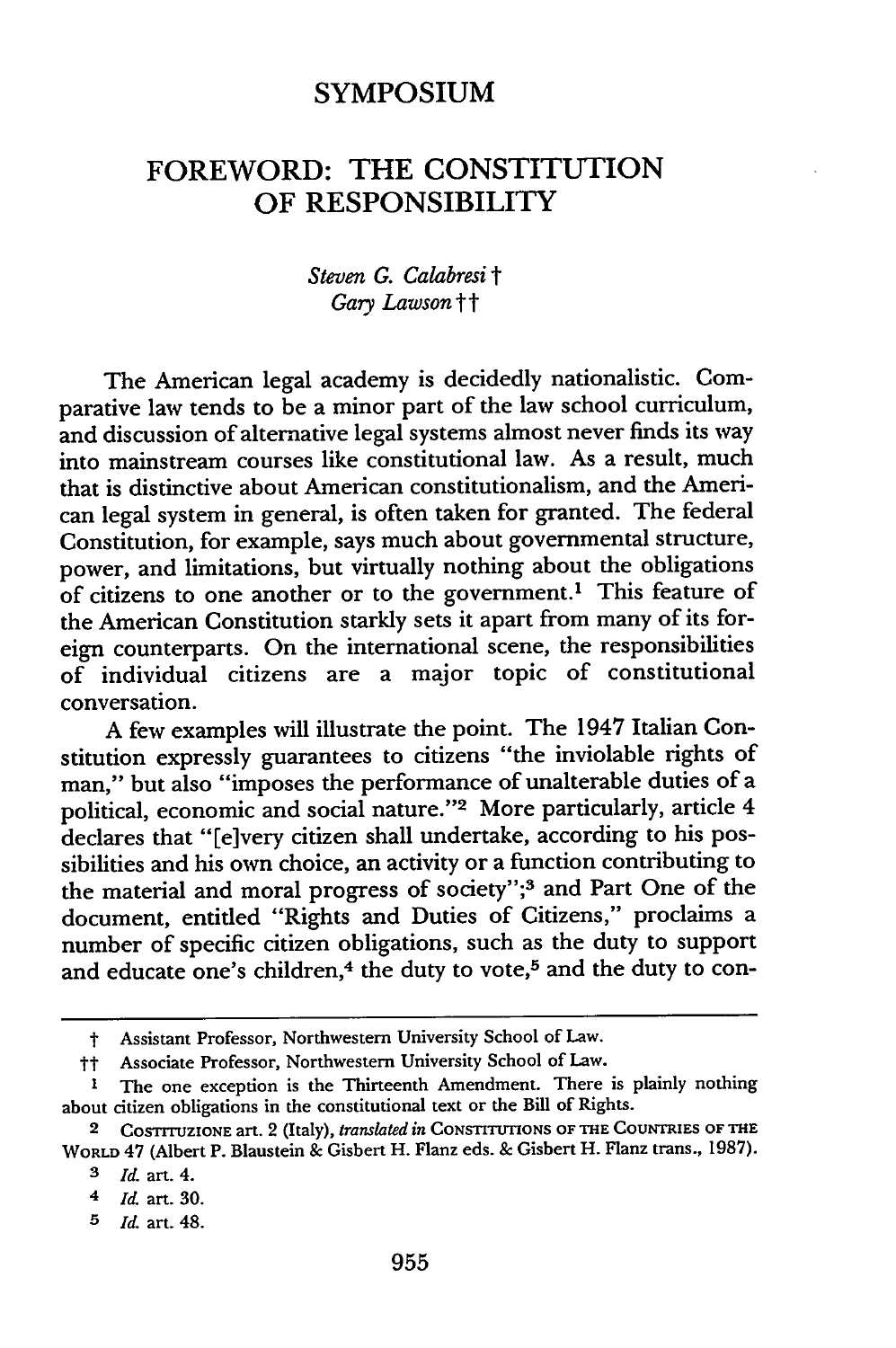# SYMPOSIUM

## FOREWORD: THE CONSTITUTION OF RESPONSIBILITY

*Steven G. Calabresi* †
*Gary Lawson* ††

The American legal academy is decidedly nationalistic. Comparative law tends to be a minor part of the law school curriculum, and discussion of alternative legal systems almost never finds its way into mainstream courses like constitutional law. As a result, much that is distinctive about American constitutionalism, and the American legal system in general, is often taken for granted. The federal Constitution, for example, says much about governmental structure, power, and limitations, but virtually nothing about the obligations of citizens to one another or to the government.[1] This feature of the American Constitution starkly sets it apart from many of its foreign counterparts. On the international scene, the responsibilities of individual citizens are a major topic of constitutional conversation.

A few examples will illustrate the point. The 1947 Italian Constitution expressly guarantees to citizens "the inviolable rights of man," but also "imposes the performance of unalterable duties of a political, economic and social nature."[2] More particularly, article 4 declares that "[e]very citizen shall undertake, according to his possibilities and his own choice, an activity or a function contributing to the material and moral progress of society";[3] and Part One of the document, entitled "Rights and Duties of Citizens," proclaims a number of specific citizen obligations, such as the duty to support and educate one's children,[4] the duty to vote,[5] and the duty to con-

---

† Assistant Professor, Northwestern University School of Law.

†† Associate Professor, Northwestern University School of Law.

1 The one exception is the Thirteenth Amendment. There is plainly nothing about citizen obligations in the constitutional text or the Bill of Rights.

2 COSTITUZIONE art. 2 (Italy), *translated in* CONSTITUTIONS OF THE COUNTRIES OF THE WORLD 47 (Albert P. Blaustein & Gisbert H. Flanz eds. & Gisbert H. Flanz trans., 1987).

3 *Id.* art. 4.

4 *Id.* art. 30.

5 *Id.* art. 48.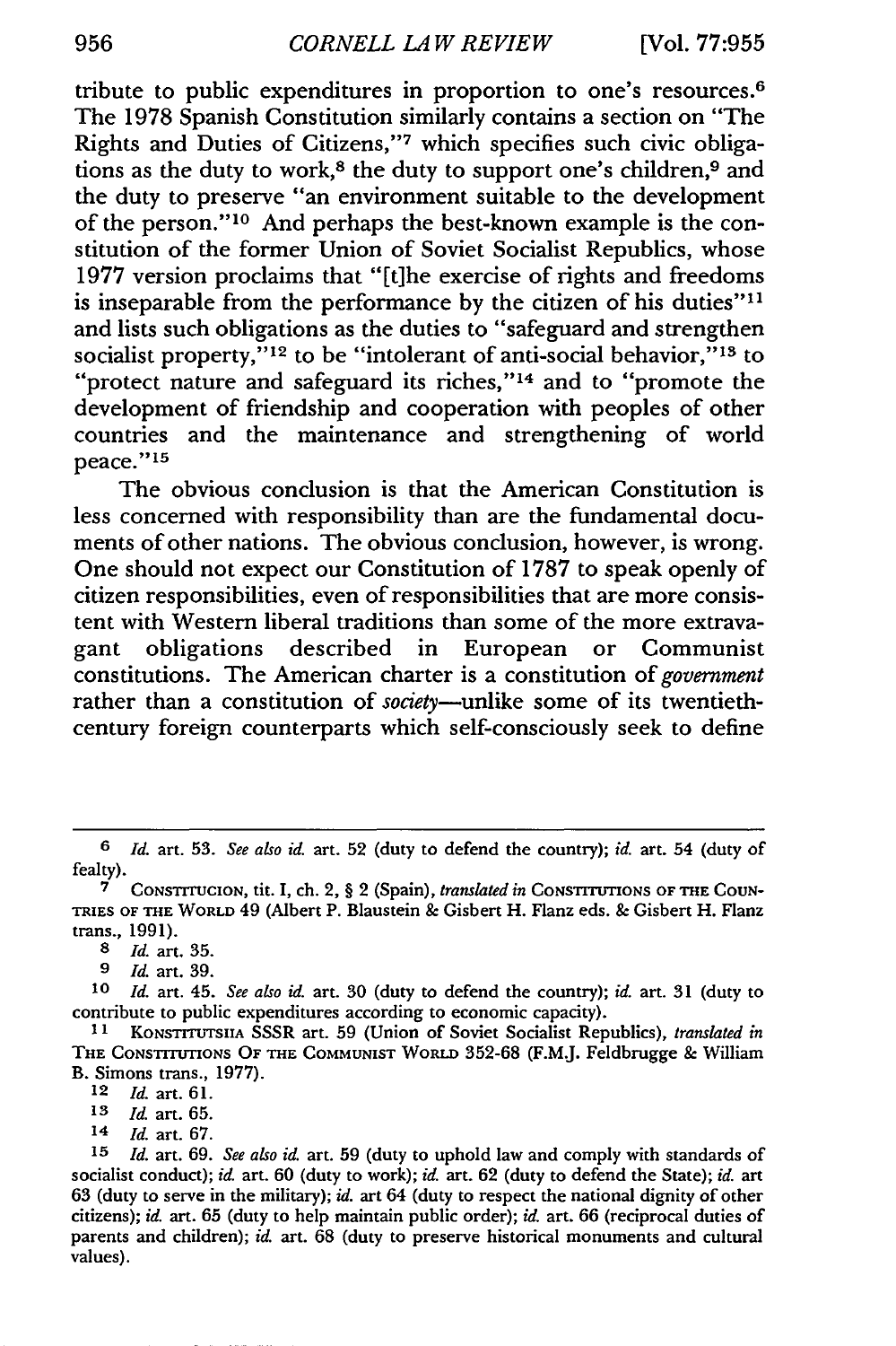tribute to public expenditures in proportion to one's resources.[6] The 1978 Spanish Constitution similarly contains a section on "The Rights and Duties of Citizens,"[7] which specifies such civic obligations as the duty to work,[8] the duty to support one's children,[9] and the duty to preserve "an environment suitable to the development of the person."[10] And perhaps the best-known example is the constitution of the former Union of Soviet Socialist Republics, whose 1977 version proclaims that "[t]he exercise of rights and freedoms is inseparable from the performance by the citizen of his duties"[11] and lists such obligations as the duties to "safeguard and strengthen socialist property,"[12] to be "intolerant of anti-social behavior,"[13] to "protect nature and safeguard its riches,"[14] and to "promote the development of friendship and cooperation with peoples of other countries and the maintenance and strengthening of world peace."[15]

The obvious conclusion is that the American Constitution is less concerned with responsibility than are the fundamental documents of other nations. The obvious conclusion, however, is wrong. One should not expect our Constitution of 1787 to speak openly of citizen responsibilities, even of responsibilities that are more consistent with Western liberal traditions than some of the more extravagant obligations described in European or Communist constitutions. The American charter is a constitution of *government* rather than a constitution of *society*—unlike some of its twentieth-century foreign counterparts which self-consciously seek to define

---

[6] *Id.* art. 53. *See also id.* art. 52 (duty to defend the country); *id.* art. 54 (duty of fealty).

[7] CONSTITUCION, tit. I, ch. 2, § 2 (Spain), *translated in* CONSTITUTIONS OF THE COUNTRIES OF THE WORLD 49 (Albert P. Blaustein & Gisbert H. Flanz eds. & Gisbert H. Flanz trans., 1991).

[8] *Id.* art. 35.

[9] *Id.* art. 39.

[10] *Id.* art. 45. *See also id.* art. 30 (duty to defend the country); *id.* art. 31 (duty to contribute to public expenditures according to economic capacity).

[11] KONSTITUTSIIA SSSR art. 59 (Union of Soviet Socialist Republics), *translated in* THE CONSTITUTIONS OF THE COMMUNIST WORLD 352-68 (F.M.J. Feldbrugge & William B. Simons trans., 1977).

[12] *Id.* art. 61.

[13] *Id.* art. 65.

[14] *Id.* art. 67.

[15] *Id.* art. 69. *See also id.* art. 59 (duty to uphold law and comply with standards of socialist conduct); *id.* art. 60 (duty to work); *id.* art. 62 (duty to defend the State); *id.* art 63 (duty to serve in the military); *id.* art 64 (duty to respect the national dignity of other citizens); *id.* art. 65 (duty to help maintain public order); *id.* art. 66 (reciprocal duties of parents and children); *id.* art. 68 (duty to preserve historical monuments and cultural values).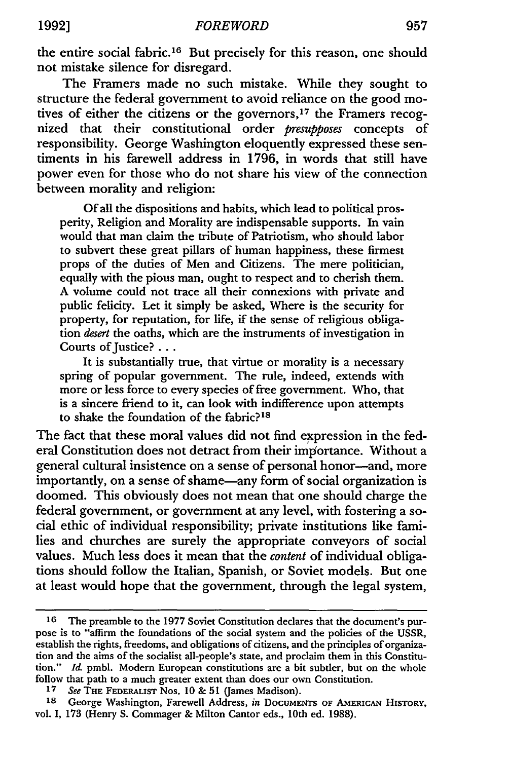the entire social fabric.[16] But precisely for this reason, one should not mistake silence for disregard.

The Framers made no such mistake. While they sought to structure the federal government to avoid reliance on the good motives of either the citizens or the governors,[17] the Framers recognized that their constitutional order *presupposes* concepts of responsibility. George Washington eloquently expressed these sentiments in his farewell address in 1796, in words that still have power even for those who do not share his view of the connection between morality and religion:

> Of all the dispositions and habits, which lead to political prosperity, Religion and Morality are indispensable supports. In vain would that man claim the tribute of Patriotism, who should labor to subvert these great pillars of human happiness, these firmest props of the duties of Men and Citizens. The mere politician, equally with the pious man, ought to respect and to cherish them. A volume could not trace all their connexions with private and public felicity. Let it simply be asked, Where is the security for property, for reputation, for life, if the sense of religious obligation *desert* the oaths, which are the instruments of investigation in Courts of Justice? . . .
>
> It is substantially true, that virtue or morality is a necessary spring of popular government. The rule, indeed, extends with more or less force to every species of free government. Who, that is a sincere friend to it, can look with indifference upon attempts to shake the foundation of the fabric?[18]

The fact that these moral values did not find expression in the federal Constitution does not detract from their importance. Without a general cultural insistence on a sense of personal honor—and, more importantly, on a sense of shame—any form of social organization is doomed. This obviously does not mean that one should charge the federal government, or government at any level, with fostering a social ethic of individual responsibility; private institutions like families and churches are surely the appropriate conveyors of social values. Much less does it mean that the *content* of individual obligations should follow the Italian, Spanish, or Soviet models. But one at least would hope that the government, through the legal system,

---

16 The preamble to the 1977 Soviet Constitution declares that the document's purpose is to "affirm the foundations of the social system and the policies of the USSR, establish the rights, freedoms, and obligations of citizens, and the principles of organization and the aims of the socialist all-people's state, and proclaim them in this Constitution." *Id.* pmbl. Modern European constitutions are a bit subtler, but on the whole follow that path to a much greater extent than does our own Constitution.

17 *See* THE FEDERALIST Nos. 10 & 51 (James Madison).

18 George Washington, Farewell Address, *in* DOCUMENTS OF AMERICAN HISTORY, vol. I, 173 (Henry S. Commager & Milton Cantor eds., 10th ed. 1988).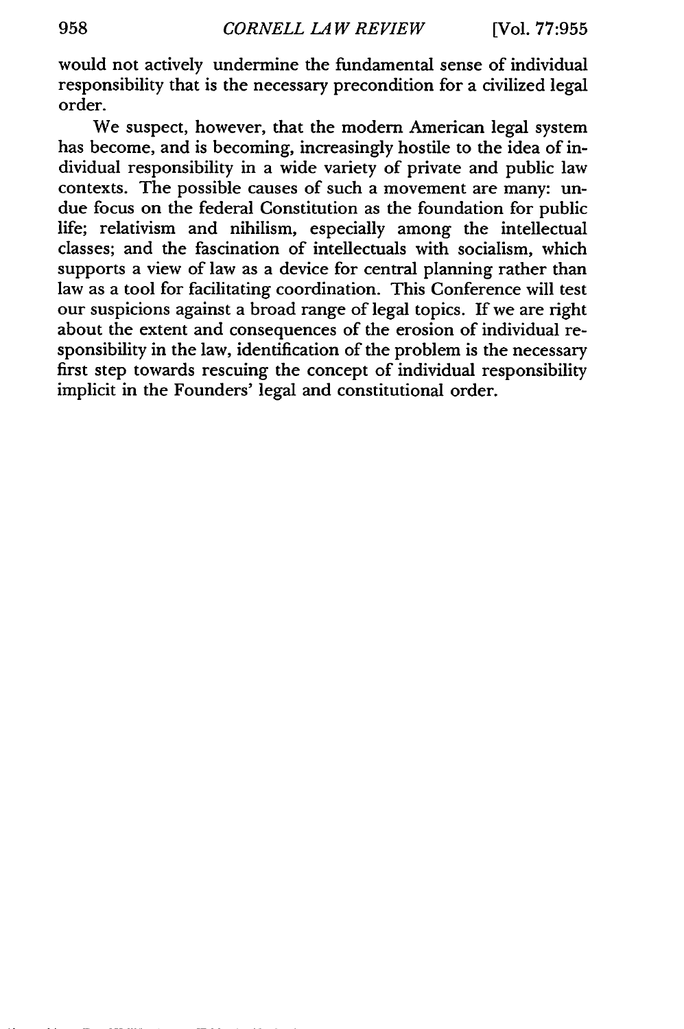would not actively undermine the fundamental sense of individual responsibility that is the necessary precondition for a civilized legal order.

We suspect, however, that the modern American legal system has become, and is becoming, increasingly hostile to the idea of individual responsibility in a wide variety of private and public law contexts. The possible causes of such a movement are many: undue focus on the federal Constitution as the foundation for public life; relativism and nihilism, especially among the intellectual classes; and the fascination of intellectuals with socialism, which supports a view of law as a device for central planning rather than law as a tool for facilitating coordination. This Conference will test our suspicions against a broad range of legal topics. If we are right about the extent and consequences of the erosion of individual responsibility in the law, identification of the problem is the necessary first step towards rescuing the concept of individual responsibility implicit in the Founders' legal and constitutional order.